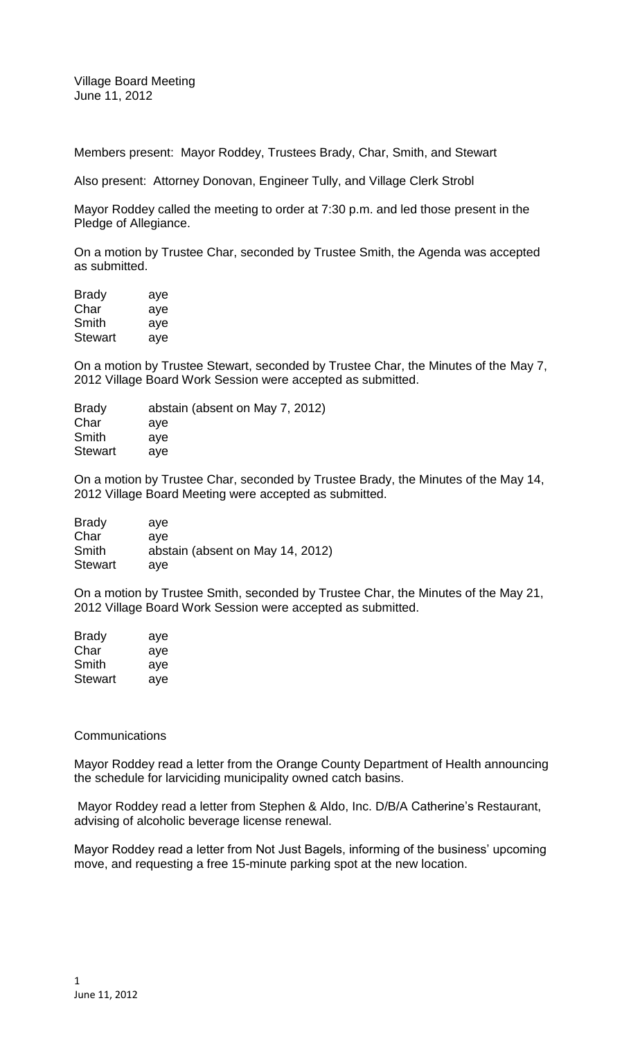Village Board Meeting
June 11, 2012

Members present: Mayor Roddey, Trustees Brady, Char, Smith, and Stewart

Also present: Attorney Donovan, Engineer Tully, and Village Clerk Strobl

Mayor Roddey called the meeting to order at 7:30 p.m. and led those present in the Pledge of Allegiance.

On a motion by Trustee Char, seconded by Trustee Smith, the Agenda was accepted as submitted.

| | |
|---|---|
| Brady | aye |
| Char | aye |
| Smith | aye |
| Stewart | aye |

On a motion by Trustee Stewart, seconded by Trustee Char, the Minutes of the May 7, 2012 Village Board Work Session were accepted as submitted.

| | |
|---|---|
| Brady | abstain (absent on May 7, 2012) |
| Char | aye |
| Smith | aye |
| Stewart | aye |

On a motion by Trustee Char, seconded by Trustee Brady, the Minutes of the May 14, 2012 Village Board Meeting were accepted as submitted.

| | |
|---|---|
| Brady | aye |
| Char | aye |
| Smith | abstain (absent on May 14, 2012) |
| Stewart | aye |

On a motion by Trustee Smith, seconded by Trustee Char, the Minutes of the May 21, 2012 Village Board Work Session were accepted as submitted.

| | |
|---|---|
| Brady | aye |
| Char | aye |
| Smith | aye |
| Stewart | aye |

Communications

Mayor Roddey read a letter from the Orange County Department of Health announcing the schedule for larviciding municipality owned catch basins.

Mayor Roddey read a letter from Stephen & Aldo, Inc. D/B/A Catherine's Restaurant, advising of alcoholic beverage license renewal.

Mayor Roddey read a letter from Not Just Bagels, informing of the business' upcoming move, and requesting a free 15-minute parking spot at the new location.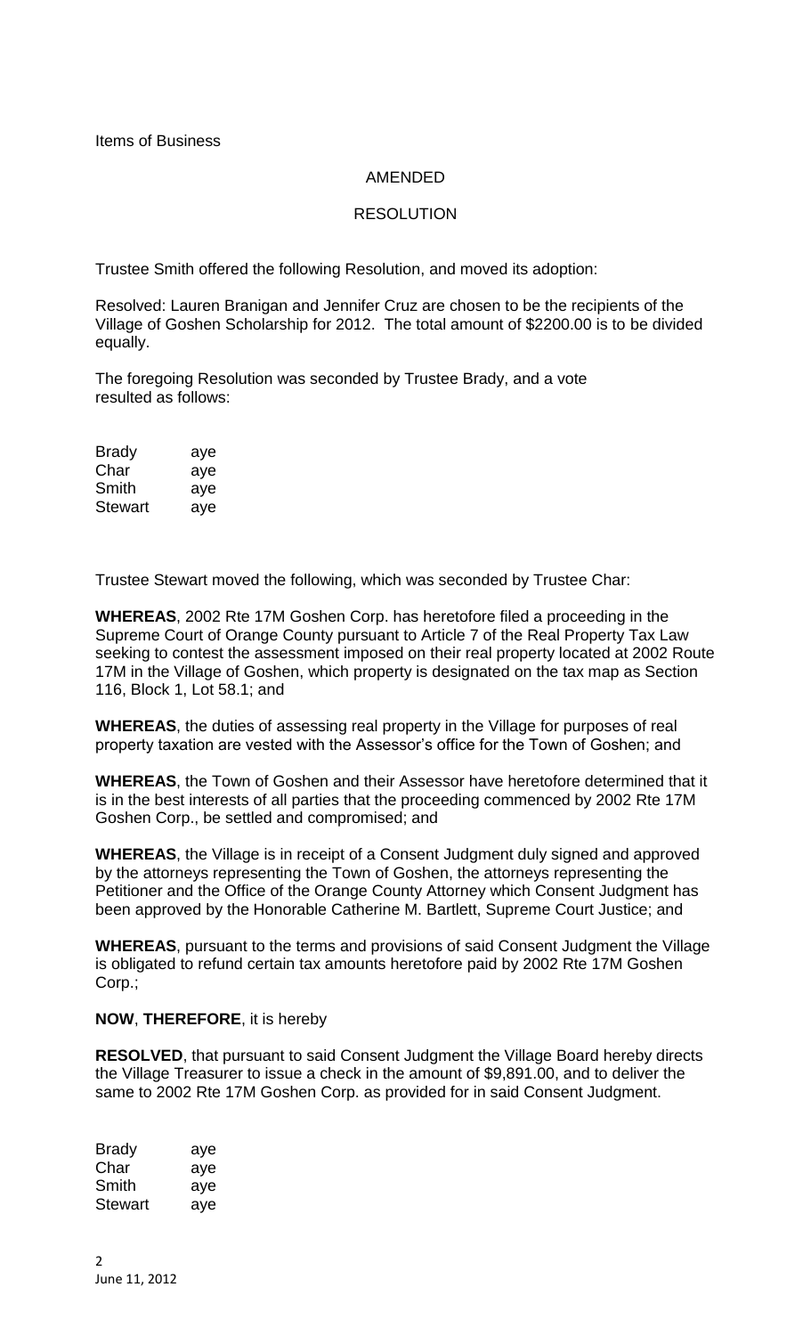Items of Business

AMENDED

RESOLUTION

Trustee Smith offered the following Resolution, and moved its adoption:

Resolved: Lauren Branigan and Jennifer Cruz are chosen to be the recipients of the Village of Goshen Scholarship for 2012. The total amount of $2200.00 is to be divided equally.

The foregoing Resolution was seconded by Trustee Brady, and a vote resulted as follows:

| | |
|---|---|
| Brady | aye |
| Char | aye |
| Smith | aye |
| Stewart | aye |

Trustee Stewart moved the following, which was seconded by Trustee Char:

**WHEREAS**, 2002 Rte 17M Goshen Corp. has heretofore filed a proceeding in the Supreme Court of Orange County pursuant to Article 7 of the Real Property Tax Law seeking to contest the assessment imposed on their real property located at 2002 Route 17M in the Village of Goshen, which property is designated on the tax map as Section 116, Block 1, Lot 58.1; and

**WHEREAS**, the duties of assessing real property in the Village for purposes of real property taxation are vested with the Assessor's office for the Town of Goshen; and

**WHEREAS**, the Town of Goshen and their Assessor have heretofore determined that it is in the best interests of all parties that the proceeding commenced by 2002 Rte 17M Goshen Corp., be settled and compromised; and

**WHEREAS**, the Village is in receipt of a Consent Judgment duly signed and approved by the attorneys representing the Town of Goshen, the attorneys representing the Petitioner and the Office of the Orange County Attorney which Consent Judgment has been approved by the Honorable Catherine M. Bartlett, Supreme Court Justice; and

**WHEREAS**, pursuant to the terms and provisions of said Consent Judgment the Village is obligated to refund certain tax amounts heretofore paid by 2002 Rte 17M Goshen Corp.;

**NOW**, **THEREFORE**, it is hereby

**RESOLVED**, that pursuant to said Consent Judgment the Village Board hereby directs the Village Treasurer to issue a check in the amount of $9,891.00, and to deliver the same to 2002 Rte 17M Goshen Corp. as provided for in said Consent Judgment.

| | |
|---|---|
| Brady | aye |
| Char | aye |
| Smith | aye |
| Stewart | aye |

June 11, 2012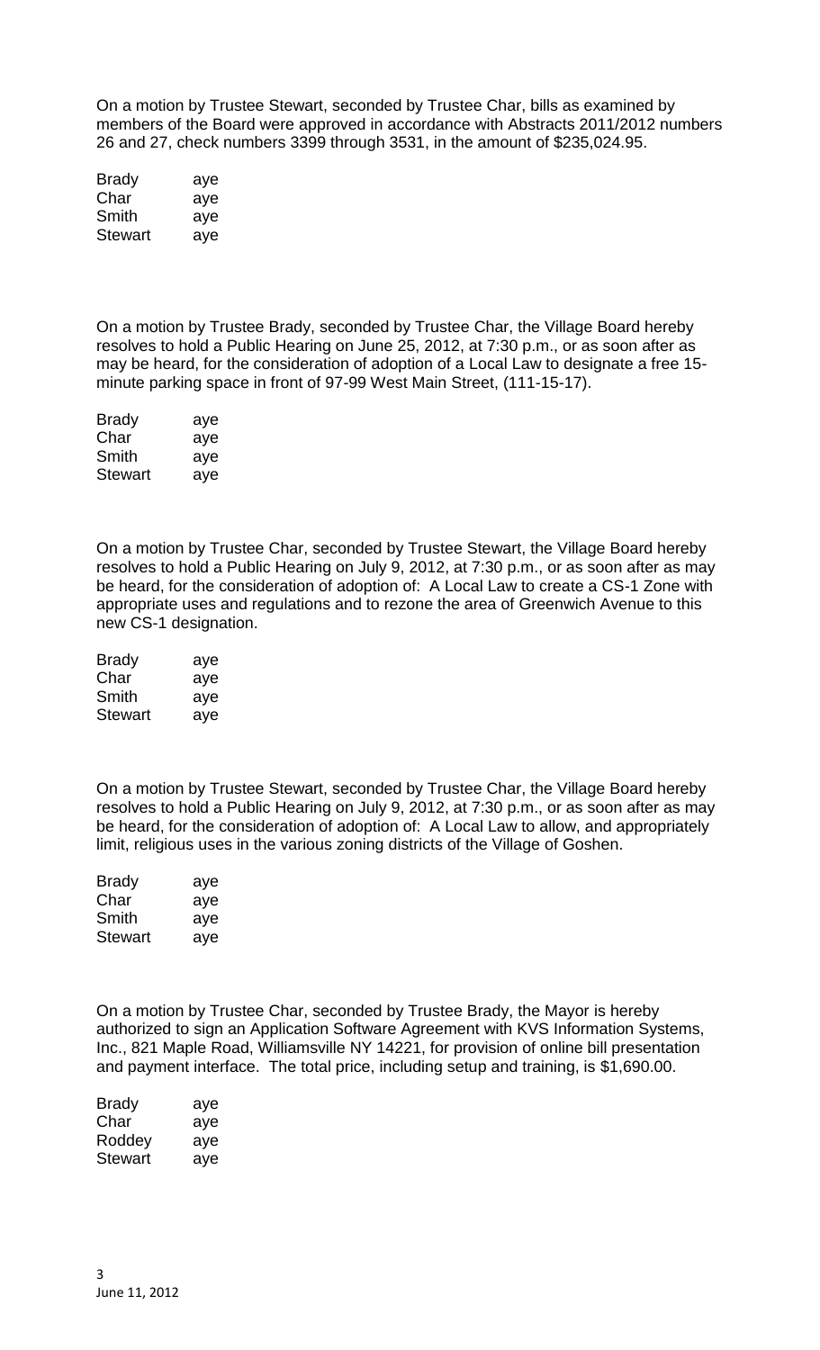On a motion by Trustee Stewart, seconded by Trustee Char, bills as examined by members of the Board were approved in accordance with Abstracts 2011/2012 numbers 26 and 27, check numbers 3399 through 3531, in the amount of $235,024.95.

| | |
|---|---|
| Brady | aye |
| Char | aye |
| Smith | aye |
| Stewart | aye |

On a motion by Trustee Brady, seconded by Trustee Char, the Village Board hereby resolves to hold a Public Hearing on June 25, 2012, at 7:30 p.m., or as soon after as may be heard, for the consideration of adoption of a Local Law to designate a free 15-minute parking space in front of 97-99 West Main Street, (111-15-17).

| | |
|---|---|
| Brady | aye |
| Char | aye |
| Smith | aye |
| Stewart | aye |

On a motion by Trustee Char, seconded by Trustee Stewart, the Village Board hereby resolves to hold a Public Hearing on July 9, 2012, at 7:30 p.m., or as soon after as may be heard, for the consideration of adoption of: A Local Law to create a CS-1 Zone with appropriate uses and regulations and to rezone the area of Greenwich Avenue to this new CS-1 designation.

| | |
|---|---|
| Brady | aye |
| Char | aye |
| Smith | aye |
| Stewart | aye |

On a motion by Trustee Stewart, seconded by Trustee Char, the Village Board hereby resolves to hold a Public Hearing on July 9, 2012, at 7:30 p.m., or as soon after as may be heard, for the consideration of adoption of: A Local Law to allow, and appropriately limit, religious uses in the various zoning districts of the Village of Goshen.

| | |
|---|---|
| Brady | aye |
| Char | aye |
| Smith | aye |
| Stewart | aye |

On a motion by Trustee Char, seconded by Trustee Brady, the Mayor is hereby authorized to sign an Application Software Agreement with KVS Information Systems, Inc., 821 Maple Road, Williamsville NY 14221, for provision of online bill presentation and payment interface. The total price, including setup and training, is $1,690.00.

| | |
|---|---|
| Brady | aye |
| Char | aye |
| Roddey | aye |
| Stewart | aye |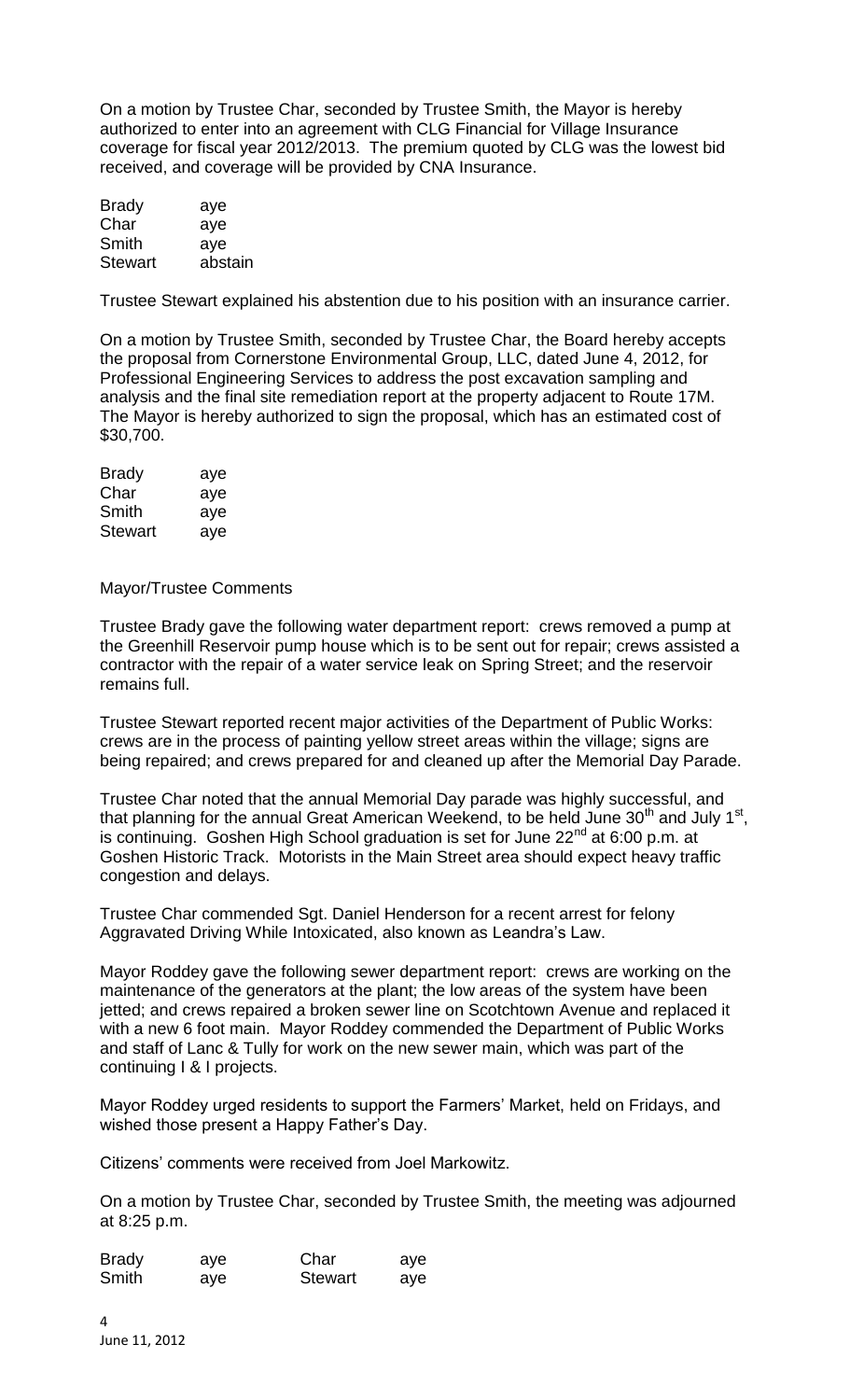On a motion by Trustee Char, seconded by Trustee Smith, the Mayor is hereby authorized to enter into an agreement with CLG Financial for Village Insurance coverage for fiscal year 2012/2013. The premium quoted by CLG was the lowest bid received, and coverage will be provided by CNA Insurance.

| | |
|---|---|
| Brady | aye |
| Char | aye |
| Smith | aye |
| Stewart | abstain |

Trustee Stewart explained his abstention due to his position with an insurance carrier.

On a motion by Trustee Smith, seconded by Trustee Char, the Board hereby accepts the proposal from Cornerstone Environmental Group, LLC, dated June 4, 2012, for Professional Engineering Services to address the post excavation sampling and analysis and the final site remediation report at the property adjacent to Route 17M. The Mayor is hereby authorized to sign the proposal, which has an estimated cost of \$30,700.

| | |
|---|---|
| Brady | aye |
| Char | aye |
| Smith | aye |
| Stewart | aye |

Mayor/Trustee Comments

Trustee Brady gave the following water department report: crews removed a pump at the Greenhill Reservoir pump house which is to be sent out for repair; crews assisted a contractor with the repair of a water service leak on Spring Street; and the reservoir remains full.

Trustee Stewart reported recent major activities of the Department of Public Works: crews are in the process of painting yellow street areas within the village; signs are being repaired; and crews prepared for and cleaned up after the Memorial Day Parade.

Trustee Char noted that the annual Memorial Day parade was highly successful, and that planning for the annual Great American Weekend, to be held June 30th and July 1st, is continuing. Goshen High School graduation is set for June 22nd at 6:00 p.m. at Goshen Historic Track. Motorists in the Main Street area should expect heavy traffic congestion and delays.

Trustee Char commended Sgt. Daniel Henderson for a recent arrest for felony Aggravated Driving While Intoxicated, also known as Leandra's Law.

Mayor Roddey gave the following sewer department report: crews are working on the maintenance of the generators at the plant; the low areas of the system have been jetted; and crews repaired a broken sewer line on Scotchtown Avenue and replaced it with a new 6 foot main. Mayor Roddey commended the Department of Public Works and staff of Lanc & Tully for work on the new sewer main, which was part of the continuing I & I projects.

Mayor Roddey urged residents to support the Farmers' Market, held on Fridays, and wished those present a Happy Father's Day.

Citizens' comments were received from Joel Markowitz.

On a motion by Trustee Char, seconded by Trustee Smith, the meeting was adjourned at 8:25 p.m.

| | | | |
|---|---|---|---|
| Brady | aye | Char | aye |
| Smith | aye | Stewart | aye |

June 11, 2012